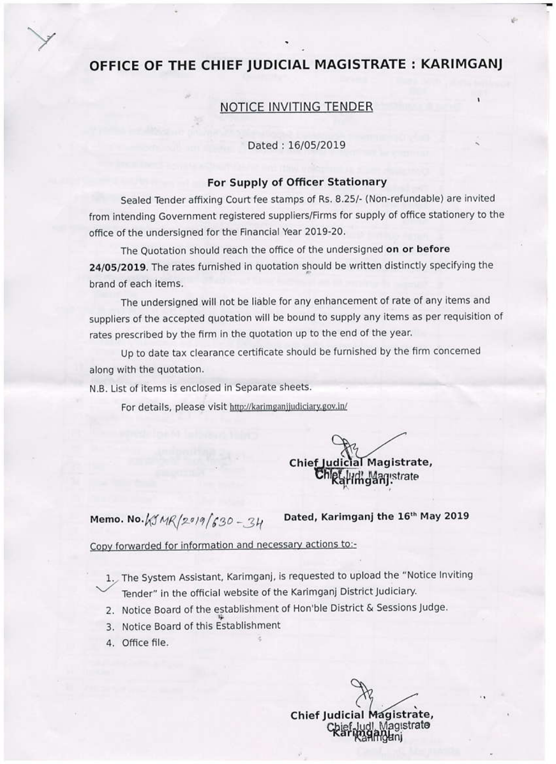# OFFICE OF THE CHIEF JUDICIAL MAGISTRATE : KARIMGANJ

## NOTICE INVITING TENDER

Dated : 16/05/2019

### For Supply of Officer Stationary

Sealed Tender affixing Court fee stamps of Rs. 8.25/- (Non-refundable) are invited from intending Government registered suppliers/Firms for supply of office stationery to the office of the undersigned for the Financial Year 2019-20.

The Quotation should reach the office of the undersigned **on or before 24/05/2019**. The rates furnished in quotation should be written distinctly specifying the brand of each items.

The undersigned will not be liable for any enhancement of rate of any items and suppliers of the accepted quotation will be bound to supply any items as per requisition of rates prescribed by the firm in the quotation up to the end of the year.

Up to date tax clearance certificate should be furnished by the firm concerned along with the quotation.

N.B. List of items is enclosed in Separate sheets.

For details, please visit http://karimganjjudiciary.gov.in/

**Chief Judicial Magistrate,**
**Karimganj.**

Chief Judl. Magistrate

**Memo. No.** KJMR/2019/630-34 **Dated, Karimganj the 16th May 2019**

Copy forwarded for information and necessary actions to:-

1. The System Assistant, Karimganj, is requested to upload the "Notice Inviting Tender" in the official website of the Karimganj District Judiciary.
2. Notice Board of the establishment of Hon'ble District & Sessions Judge.
3. Notice Board of this Establishment
4. Office file.

**Chief Judicial Magistrate,**
**Karimganj.**

Chief Judl. Magistrate
Karimganj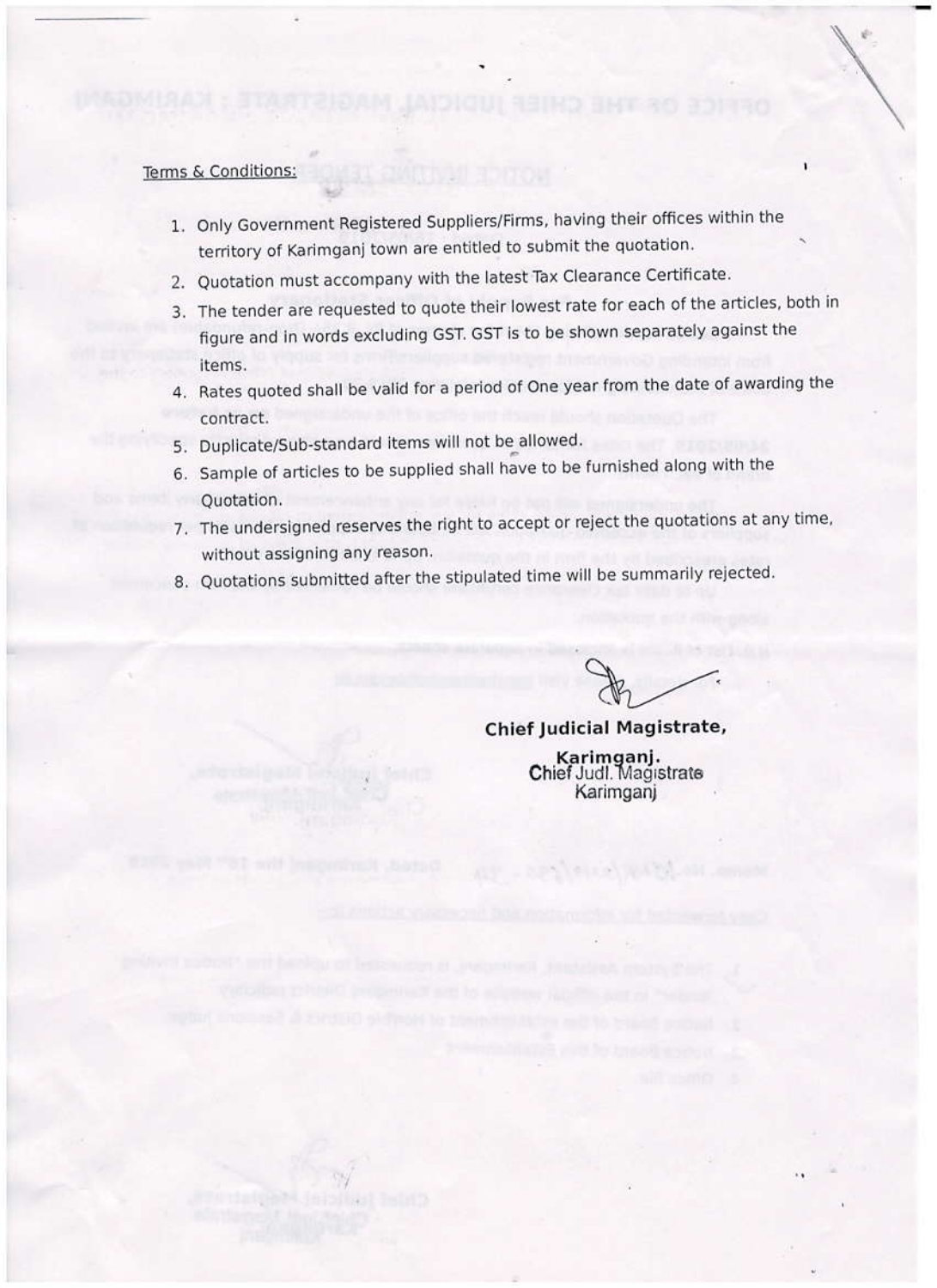Terms & Conditions:

1. Only Government Registered Suppliers/Firms, having their offices within the territory of Karimganj town are entitled to submit the quotation.
2. Quotation must accompany with the latest Tax Clearance Certificate.
3. The tender are requested to quote their lowest rate for each of the articles, both in figure and in words excluding GST. GST is to be shown separately against the items.
4. Rates quoted shall be valid for a period of One year from the date of awarding the contract.
5. Duplicate/Sub-standard items will not be allowed.
6. Sample of articles to be supplied shall have to be furnished along with the Quotation.
7. The undersigned reserves the right to accept or reject the quotations at any time, without assigning any reason.
8. Quotations submitted after the stipulated time will be summarily rejected.

**Chief Judicial Magistrate,**

**Karimganj.**

Chief Judl. Magistrate
Karimganj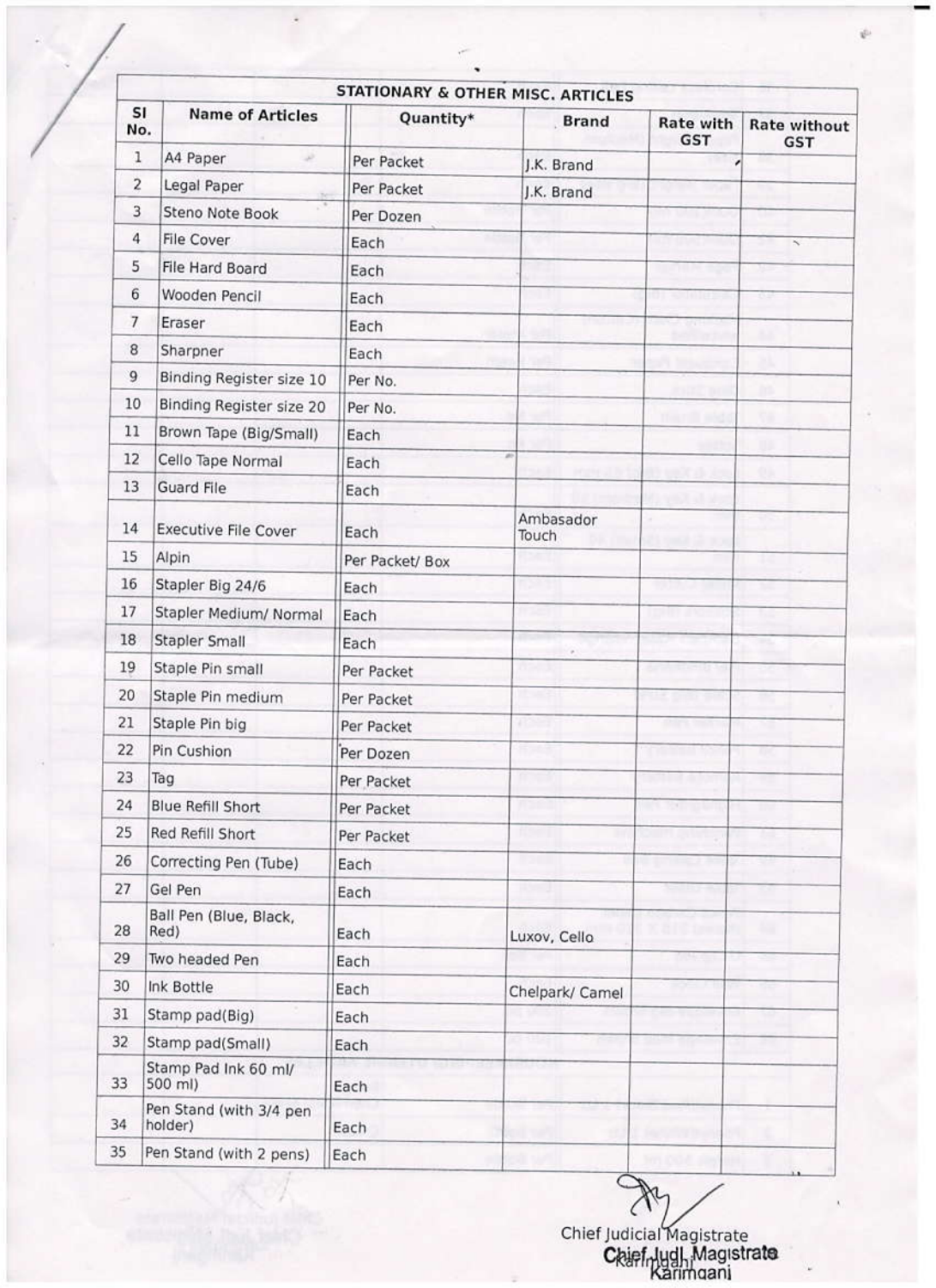| Sl No. | Name of Articles | Quantity* | Brand | Rate with GST | Rate without GST |
|---|---|---|---|---|---|
| | **STATIONARY & OTHER MISC. ARTICLES** | | | | |
| 1 | A4 Paper | Per Packet | J.K. Brand | | |
| 2 | Legal Paper | Per Packet | J.K. Brand | | |
| 3 | Steno Note Book | Per Dozen | | | |
| 4 | File Cover | Each | | | |
| 5 | File Hard Board | Each | | | |
| 6 | Wooden Pencil | Each | | | |
| 7 | Eraser | Each | | | |
| 8 | Sharpner | Each | | | |
| 9 | Binding Register size 10 | Per No. | | | |
| 10 | Binding Register size 20 | Per No. | | | |
| 11 | Brown Tape (Big/Small) | Each | | | |
| 12 | Cello Tape Normal | Each | | | |
| 13 | Guard File | Each | | | |
| 14 | Executive File Cover | Each | Ambasador Touch | | |
| 15 | Alpin | Per Packet/ Box | | | |
| 16 | Stapler Big 24/6 | Each | | | |
| 17 | Stapler Medium/ Normal | Each | | | |
| 18 | Stapler Small | Each | | | |
| 19 | Staple Pin small | Per Packet | | | |
| 20 | Staple Pin medium | Per Packet | | | |
| 21 | Staple Pin big | Per Packet | | | |
| 22 | Pin Cushion | Per Dozen | | | |
| 23 | Tag | Per Packet | | | |
| 24 | Blue Refill Short | Per Packet | | | |
| 25 | Red Refill Short | Per Packet | | | |
| 26 | Correcting Pen (Tube) | Each | | | |
| 27 | Gel Pen | Each | | | |
| 28 | Ball Pen (Blue, Black, Red) | Each | Luxov, Cello | | |
| 29 | Two headed Pen | Each | | | |
| 30 | Ink Bottle | Each | Chelpark/ Camel | | |
| 31 | Stamp pad(Big) | Each | | | |
| 32 | Stamp pad(Small) | Each | | | |
| 33 | Stamp Pad Ink 60 ml/ 500 ml) | Each | | | |
| 34 | Pen Stand (with 3/4 pen holder) | Each | | | |
| 35 | Pen Stand (with 2 pens) | Each | | | |

Chief Judicial Magistrate
Chief Judl. Magistrate
Karimganj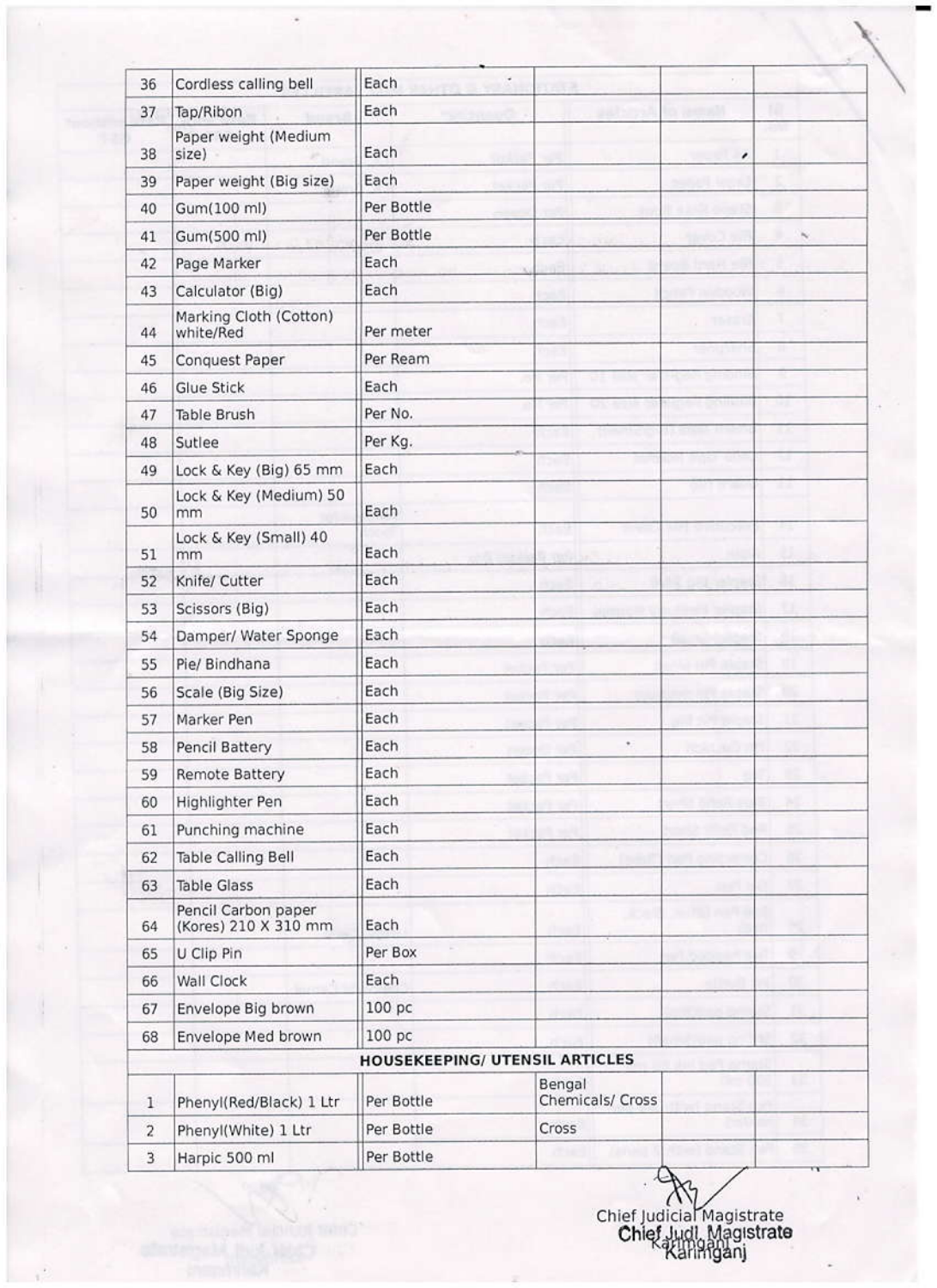| 36 | Cordless calling bell | Each | | | |
|---|---|---|---|---|---|
| 37 | Tap/Ribon | Each | | | |
| 38 | Paper weight (Medium size) | Each | | | |
| 39 | Paper weight (Big size) | Each | | | |
| 40 | Gum(100 ml) | Per Bottle | | | |
| 41 | Gum(500 ml) | Per Bottle | | | |
| 42 | Page Marker | Each | | | |
| 43 | Calculator (Big) | Each | | | |
| 44 | Marking Cloth (Cotton) white/Red | Per meter | | | |
| 45 | Conquest Paper | Per Ream | | | |
| 46 | Glue Stick | Each | | | |
| 47 | Table Brush | Per No. | | | |
| 48 | Sutlee | Per Kg. | | | |
| 49 | Lock & Key (Big) 65 mm | Each | | | |
| 50 | Lock & Key (Medium) 50 mm | Each | | | |
| 51 | Lock & Key (Small) 40 mm | Each | | | |
| 52 | Knife/ Cutter | Each | | | |
| 53 | Scissors (Big) | Each | | | |
| 54 | Damper/ Water Sponge | Each | | | |
| 55 | Pie/ Bindhana | Each | | | |
| 56 | Scale (Big Size) | Each | | | |
| 57 | Marker Pen | Each | | | |
| 58 | Pencil Battery | Each | | | |
| 59 | Remote Battery | Each | | | |
| 60 | Highlighter Pen | Each | | | |
| 61 | Punching machine | Each | | | |
| 62 | Table Calling Bell | Each | | | |
| 63 | Table Glass | Each | | | |
| 64 | Pencil Carbon paper (Kores) 210 X 310 mm | Each | | | |
| 65 | U Clip Pin | Per Box | | | |
| 66 | Wall Clock | Each | | | |
| 67 | Envelope Big brown | 100 pc | | | |
| 68 | Envelope Med brown | 100 pc | | | |
| | **HOUSEKEEPING/ UTENSIL ARTICLES** | | | | |
| 1 | Phenyl(Red/Black) 1 Ltr | Per Bottle | Bengal Chemicals/ Cross | | |
| 2 | Phenyl(White) 1 Ltr | Per Bottle | Cross | | |
| 3 | Harpic 500 ml | Per Bottle | | | |

Chief Judicial Magistrate
Chief Judl. Magistrate
Karimganj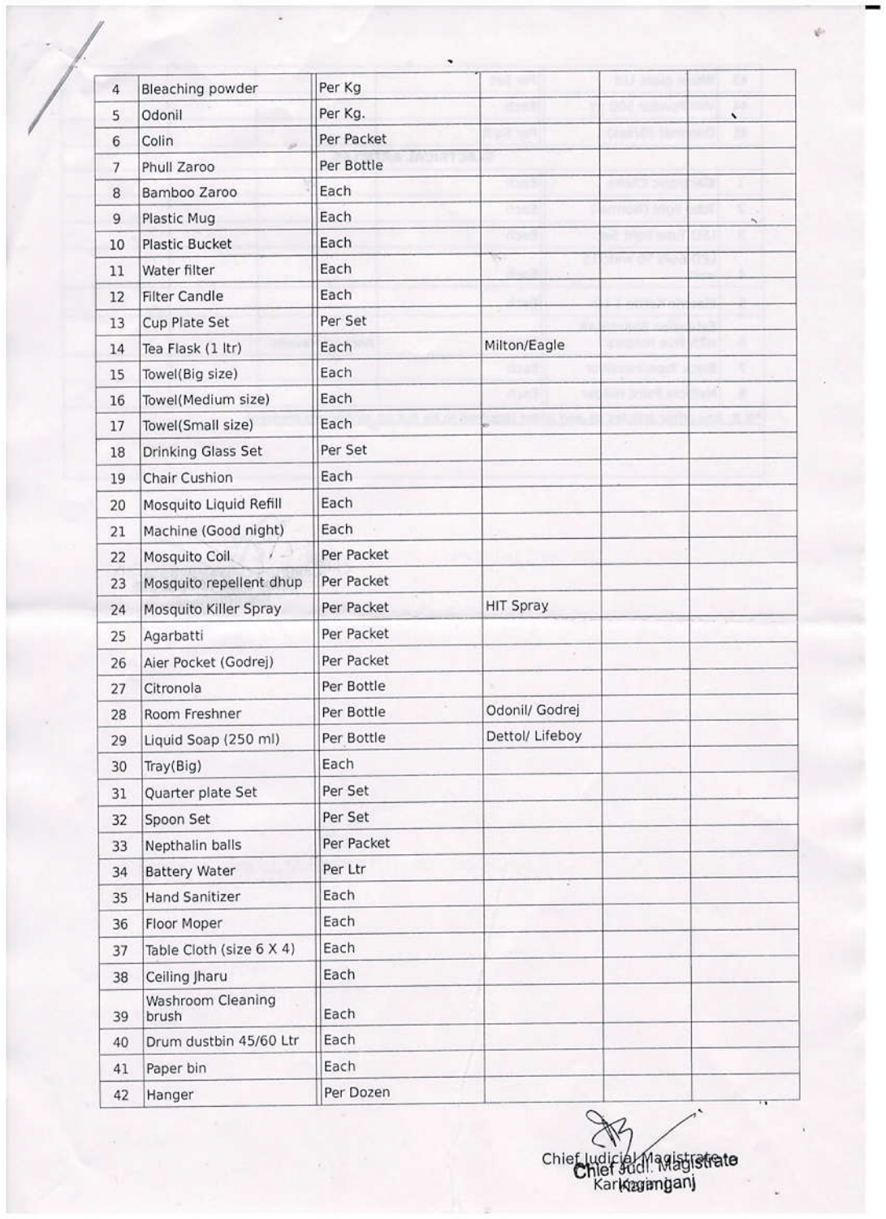| | | | | | |
|---|---|---|---|---|---|
| 4 | Bleaching powder | Per Kg | | | |
| 5 | Odonil | Per Kg. | | | |
| 6 | Colin | Per Packet | | | |
| 7 | Phull Zaroo | Per Bottle | | | |
| 8 | Bamboo Zaroo | Each | | | |
| 9 | Plastic Mug | Each | | | |
| 10 | Plastic Bucket | Each | | | |
| 11 | Water filter | Each | | | |
| 12 | Filter Candle | Each | | | |
| 13 | Cup Plate Set | Per Set | | | |
| 14 | Tea Flask (1 ltr) | Each | Milton/Eagle | | |
| 15 | Towel(Big size) | Each | | | |
| 16 | Towel(Medium size) | Each | | | |
| 17 | Towel(Small size) | Each | | | |
| 18 | Drinking Glass Set | Per Set | | | |
| 19 | Chair Cushion | Each | | | |
| 20 | Mosquito Liquid Refill | Each | | | |
| 21 | Machine (Good night) | Each | | | |
| 22 | Mosquito Coil | Per Packet | | | |
| 23 | Mosquito repellent dhup | Per Packet | | | |
| 24 | Mosquito Killer Spray | Per Packet | HIT Spray | | |
| 25 | Agarbatti | Per Packet | | | |
| 26 | Aier Pocket (Godrej) | Per Packet | | | |
| 27 | Citronola | Per Bottle | | | |
| 28 | Room Freshner | Per Bottle | Odonil/ Godrej | | |
| 29 | Liquid Soap (250 ml) | Per Bottle | Dettol/ Lifeboy | | |
| 30 | Tray(Big) | Each | | | |
| 31 | Quarter plate Set | Per Set | | | |
| 32 | Spoon Set | Per Set | | | |
| 33 | Nepthalin balls | Per Packet | | | |
| 34 | Battery Water | Per Ltr | | | |
| 35 | Hand Sanitizer | Each | | | |
| 36 | Floor Moper | Each | | | |
| 37 | Table Cloth (size 6 X 4) | Each | | | |
| 38 | Ceiling Jharu | Each | | | |
| 39 | Washroom Cleaning brush | Each | | | |
| 40 | Drum dustbin 45/60 Ltr | Each | | | |
| 41 | Paper bin | Each | | | |
| 42 | Hanger | Per Dozen | | | |

Chief Judicial Magistrate
Chief Judl. Magistrate
Karimganj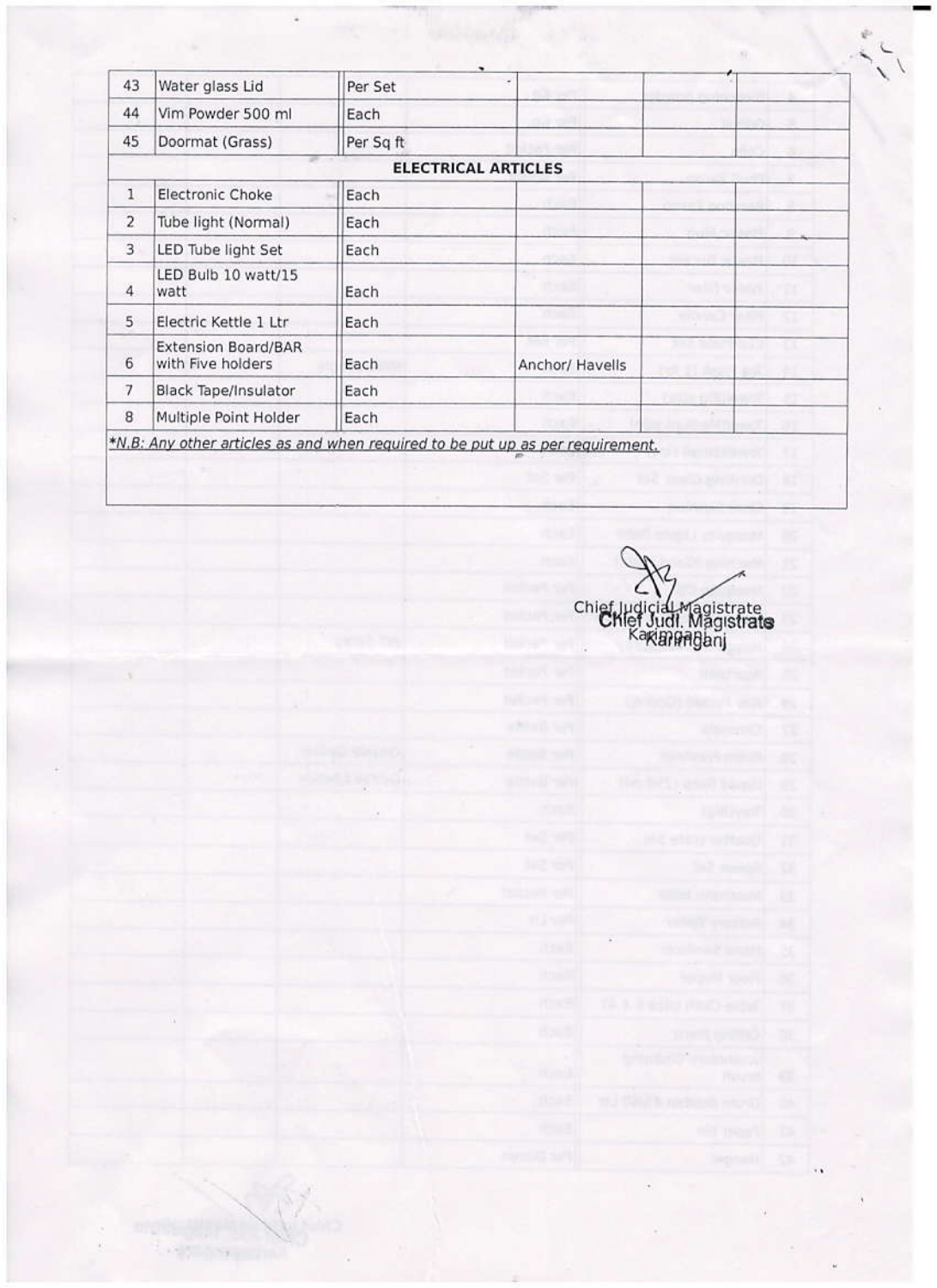| | | | | | |
|---|---|---|---|---|---|
| 43 | Water glass Lid | Per Set | | | |
| 44 | Vim Powder 500 ml | Each | | | |
| 45 | Doormat (Grass) | Per Sq ft | | | |
| | **ELECTRICAL ARTICLES** | | | | |
| 1 | Electronic Choke | Each | | | |
| 2 | Tube light (Normal) | Each | | | |
| 3 | LED Tube light Set | Each | | | |
| 4 | LED Bulb 10 watt/15 watt | Each | | | |
| 5 | Electric Kettle 1 Ltr | Each | | | |
| 6 | Extension Board/BAR with Five holders | Each | Anchor/ Havells | | |
| 7 | Black Tape/Insulator | Each | | | |
| 8 | Multiple Point Holder | Each | | | |

*<u>N.B: Any other articles as and when required to be put up as per requirement.</u>*

Chief Judicial Magistrate
Chief Judl. Magistrate
Karimganj